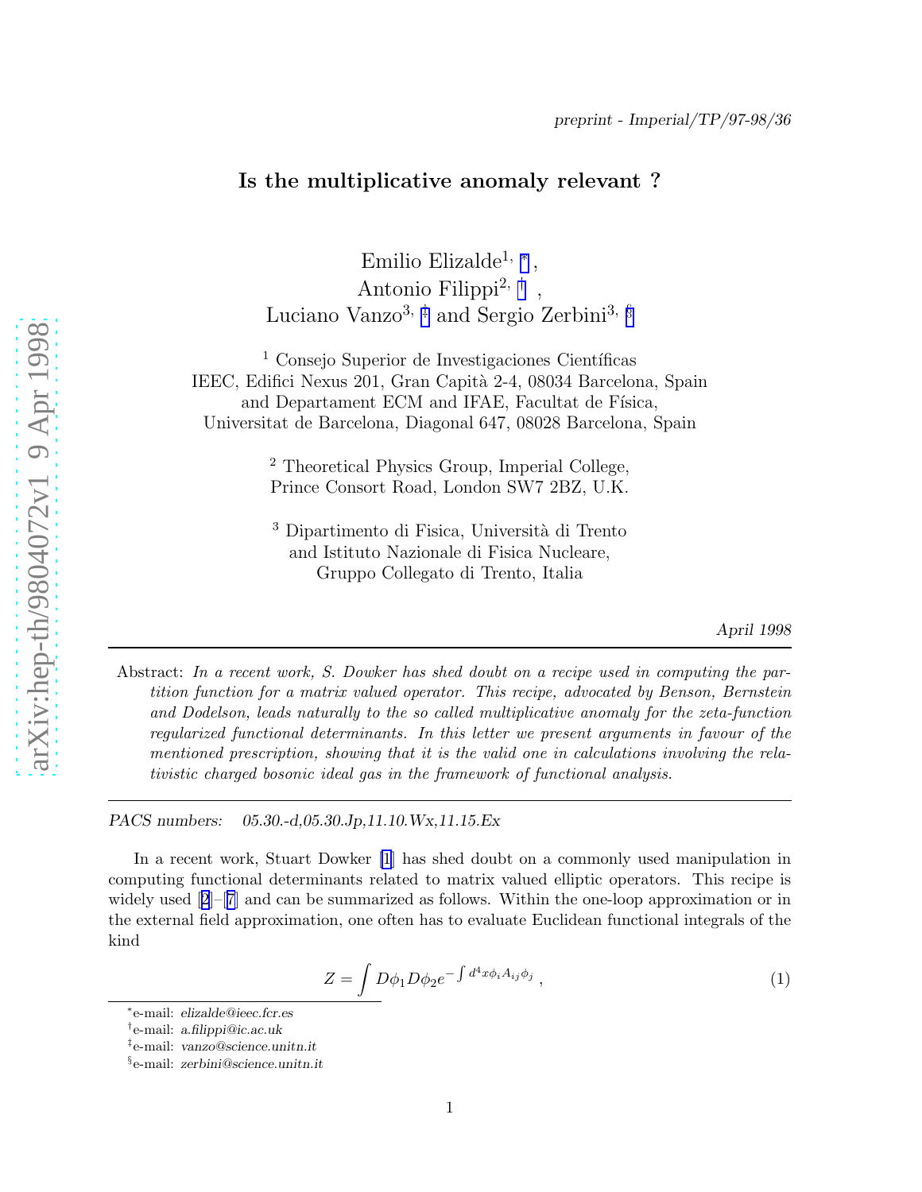preprint - Imperial/TP/97-98/36

# Is the multiplicative anomaly relevant ?

Emilio Elizalde[1, *],
Antonio Filippi[2, †],
Luciano Vanzo[3, ‡] and Sergio Zerbini[3, §]

[1] Consejo Superior de Investigaciones Científicas
IEEC, Edifici Nexus 201, Gran Capità 2-4, 08034 Barcelona, Spain
and Departament ECM and IFAE, Facultat de Física,
Universitat de Barcelona, Diagonal 647, 08028 Barcelona, Spain

[2] Theoretical Physics Group, Imperial College,
Prince Consort Road, London SW7 2BZ, U.K.

[3] Dipartimento di Fisica, Università di Trento
and Istituto Nazionale di Fisica Nucleare,
Gruppo Collegato di Trento, Italia

April 1998

---

Abstract: *In a recent work, S. Dowker has shed doubt on a recipe used in computing the partition function for a matrix valued operator. This recipe, advocated by Benson, Bernstein and Dodelson, leads naturally to the so called multiplicative anomaly for the zeta-function regularized functional determinants. In this letter we present arguments in favour of the mentioned prescription, showing that it is the valid one in calculations involving the relativistic charged bosonic ideal gas in the framework of functional analysis.*

---

*PACS numbers: 05.30.-d,05.30.Jp,11.10.Wx,11.15.Ex*

In a recent work, Stuart Dowker [1] has shed doubt on a commonly used manipulation in computing functional determinants related to matrix valued elliptic operators. This recipe is widely used [2]–[7] and can be summarized as follows. Within the one-loop approximation or in the external field approximation, one often has to evaluate Euclidean functional integrals of the kind

$$Z = \int D\phi_1 D\phi_2 e^{-\int d^4x \phi_i A_{ij} \phi_j} \,, \tag{1}$$

*e-mail: *elizalde@ieec.fcr.es*
†e-mail: *a.filippi@ic.ac.uk*
‡e-mail: *vanzo@science.unitn.it*
§e-mail: *zerbini@science.unitn.it*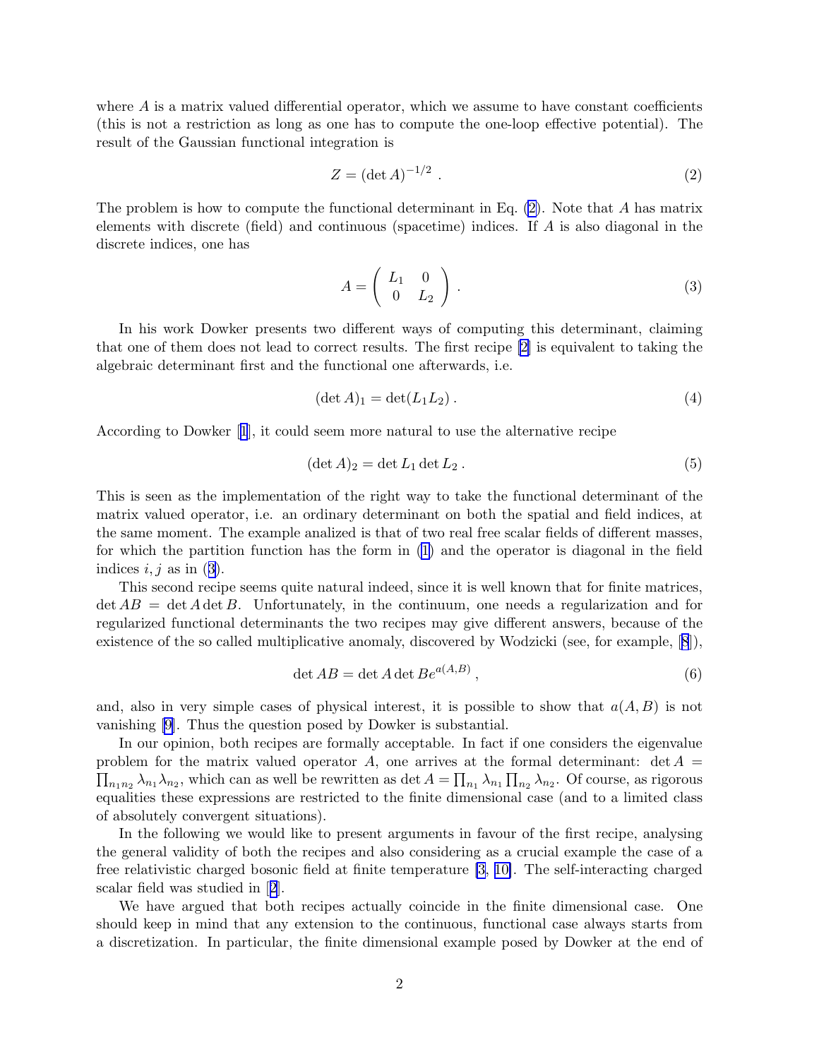where $A$ is a matrix valued differential operator, which we assume to have constant coefficients (this is not a restriction as long as one has to compute the one-loop effective potential). The result of the Gaussian functional integration is

$$Z = (\det A)^{-1/2} \; . \tag{2}$$

The problem is how to compute the functional determinant in Eq. (2). Note that $A$ has matrix elements with discrete (field) and continuous (spacetime) indices. If $A$ is also diagonal in the discrete indices, one has

$$A = \left( \begin{array}{cc} L_1 & 0 \\ 0 & L_2 \end{array} \right) . \tag{3}$$

In his work Dowker presents two different ways of computing this determinant, claiming that one of them does not lead to correct results. The first recipe [2] is equivalent to taking the algebraic determinant first and the functional one afterwards, i.e.

$$(\det A)_1 = \det (L_1 L_2) \, . \tag{4}$$

According to Dowker [1], it could seem more natural to use the alternative recipe

$$(\det A)_2 = \det L_1 \det L_2 \, . \tag{5}$$

This is seen as the implementation of the right way to take the functional determinant of the matrix valued operator, i.e. an ordinary determinant on both the spatial and field indices, at the same moment. The example analized is that of two real free scalar fields of different masses, for which the partition function has the form in (1) and the operator is diagonal in the field indices $i, j$ as in (3).

This second recipe seems quite natural indeed, since it is well known that for finite matrices, $\det AB = \det A \det B$. Unfortunately, in the continuum, one needs a regularization and for regularized functional determinants the two recipes may give different answers, because of the existence of the so called multiplicative anomaly, discovered by Wodzicki (see, for example, [8]),

$$\det AB = \det A \det B e^{a(A,B)} \; , \tag{6}$$

and, also in very simple cases of physical interest, it is possible to show that $a(A, B)$ is not vanishing [9]. Thus the question posed by Dowker is substantial.

In our opinion, both recipes are formally acceptable. In fact if one considers the eigenvalue problem for the matrix valued operator $A$, one arrives at the formal determinant: $\det A = \prod_{n_1 n_2} \lambda_{n_1} \lambda_{n_2}$, which can as well be rewritten as $\det A = \prod_{n_1} \lambda_{n_1} \prod_{n_2} \lambda_{n_2}$. Of course, as rigorous equalities these expressions are restricted to the finite dimensional case (and to a limited class of absolutely convergent situations).

In the following we would like to present arguments in favour of the first recipe, analysing the general validity of both the recipes and also considering as a crucial example the case of a free relativistic charged bosonic field at finite temperature [3, 10]. The self-interacting charged scalar field was studied in [2].

We have argued that both recipes actually coincide in the finite dimensional case. One should keep in mind that any extension to the continuous, functional case always starts from a discretization. In particular, the finite dimensional example posed by Dowker at the end of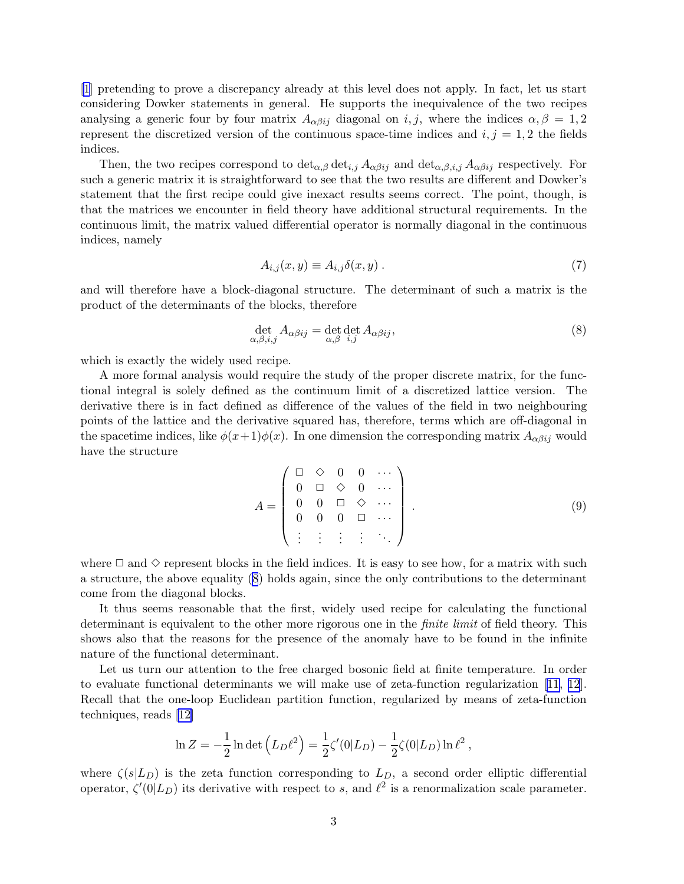[1] pretending to prove a discrepancy already at this level does not apply. In fact, let us start considering Dowker statements in general. He supports the inequivalence of the two recipes analysing a generic four by four matrix $A_{\alpha\beta ij}$ diagonal on $i,j$, where the indices $\alpha,\beta = 1,2$ represent the discretized version of the continuous space-time indices and $i,j = 1,2$ the fields indices.

Then, the two recipes correspond to $\det_{\alpha,\beta}\det_{i,j} A_{\alpha\beta ij}$ and $\det_{\alpha,\beta,i,j} A_{\alpha\beta ij}$ respectively. For such a generic matrix it is straightforward to see that the two results are different and Dowker's statement that the first recipe could give inexact results seems correct. The point, though, is that the matrices we encounter in field theory have additional structural requirements. In the continuous limit, the matrix valued differential operator is normally diagonal in the continuous indices, namely

$$A_{i,j}(x,y) \equiv A_{i,j}\delta(x,y)\,. \tag{7}$$

and will therefore have a block-diagonal structure. The determinant of such a matrix is the product of the determinants of the blocks, therefore

$$\det_{\alpha,\beta,i,j} A_{\alpha\beta ij} = \det_{\alpha,\beta}\det_{i,j} A_{\alpha\beta ij}, \tag{8}$$

which is exactly the widely used recipe.

A more formal analysis would require the study of the proper discrete matrix, for the functional integral is solely defined as the continuum limit of a discretized lattice version. The derivative there is in fact defined as difference of the values of the field in two neighbouring points of the lattice and the derivative squared has, therefore, terms which are off-diagonal in the spacetime indices, like $\phi(x+1)\phi(x)$. In one dimension the corresponding matrix $A_{\alpha\beta ij}$ would have the structure

$$A = \begin{pmatrix} \square & \diamond & 0 & 0 & \cdots \\ 0 & \square & \diamond & 0 & \cdots \\ 0 & 0 & \square & \diamond & \cdots \\ 0 & 0 & 0 & \square & \cdots \\ \vdots & \vdots & \vdots & \vdots & \ddots \end{pmatrix}. \tag{9}$$

where $\square$ and $\diamond$ represent blocks in the field indices. It is easy to see how, for a matrix with such a structure, the above equality (8) holds again, since the only contributions to the determinant come from the diagonal blocks.

It thus seems reasonable that the first, widely used recipe for calculating the functional determinant is equivalent to the other more rigorous one in the *finite limit* of field theory. This shows also that the reasons for the presence of the anomaly have to be found in the infinite nature of the functional determinant.

Let us turn our attention to the free charged bosonic field at finite temperature. In order to evaluate functional determinants we will make use of zeta-function regularization [11, 12]. Recall that the one-loop Euclidean partition function, regularized by means of zeta-function techniques, reads [12]

$$\ln Z = -\frac{1}{2}\ln\det\left(L_D\ell^2\right) = \frac{1}{2}\zeta'(0|L_D) - \frac{1}{2}\zeta(0|L_D)\ln\ell^2\,,$$

where $\zeta(s|L_D)$ is the zeta function corresponding to $L_D$, a second order elliptic differential operator, $\zeta'(0|L_D)$ its derivative with respect to $s$, and $\ell^2$ is a renormalization scale parameter.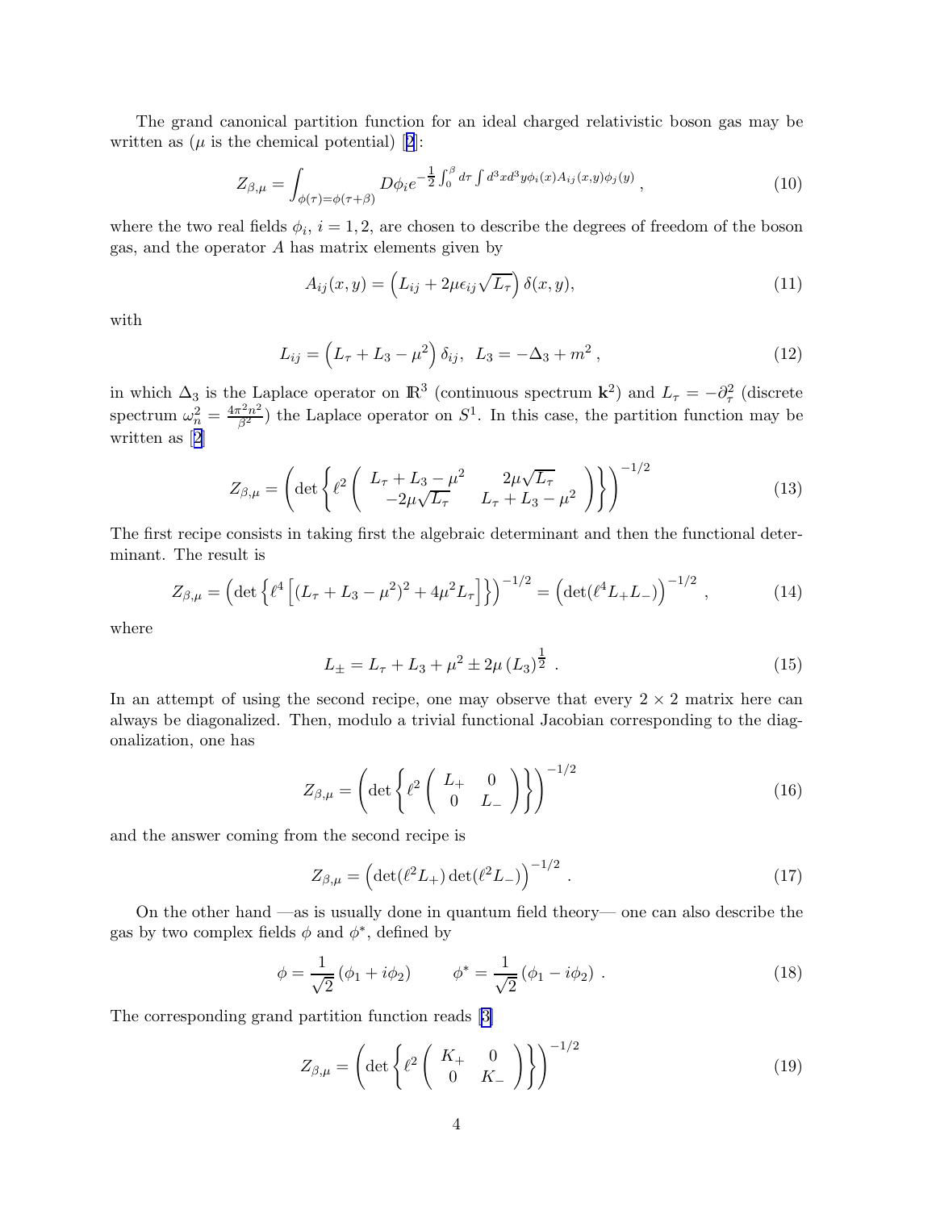The grand canonical partition function for an ideal charged relativistic boson gas may be written as ($\mu$ is the chemical potential) [2]:

$$Z_{\beta,\mu} = \int_{\phi(\tau)=\phi(\tau+\beta)} D\phi_i e^{-\frac{1}{2}\int_0^\beta d\tau \int d^3x d^3y \phi_i(x) A_{ij}(x,y)\phi_j(y)} \,, \tag{10}$$

where the two real fields $\phi_i$, $i = 1, 2$, are chosen to describe the degrees of freedom of the boson gas, and the operator $A$ has matrix elements given by

$$A_{ij}(x,y) = \left(L_{ij} + 2\mu\epsilon_{ij}\sqrt{L_\tau}\right)\delta(x,y), \tag{11}$$

with

$$L_{ij} = \left(L_\tau + L_3 - \mu^2\right)\delta_{ij}, \;\; L_3 = -\Delta_3 + m^2 \,, \tag{12}$$

in which $\Delta_3$ is the Laplace operator on $\mathbb{R}^3$ (continuous spectrum $\mathbf{k}^2$) and $L_\tau = -\partial_\tau^2$ (discrete spectrum $\omega_n^2 = \frac{4\pi^2 n^2}{\beta^2}$) the Laplace operator on $S^1$. In this case, the partition function may be written as [2]

$$Z_{\beta,\mu} = \left(\det\left\{\ell^2 \left(\begin{array}{cc} L_\tau + L_3 - \mu^2 & 2\mu\sqrt{L_\tau} \\ -2\mu\sqrt{L_\tau} & L_\tau + L_3 - \mu^2 \end{array}\right)\right\}\right)^{-1/2} \tag{13}$$

The first recipe consists in taking first the algebraic determinant and then the functional determinant. The result is

$$Z_{\beta,\mu} = \left(\det\left\{\ell^4\left[(L_\tau + L_3 - \mu^2)^2 + 4\mu^2 L_\tau\right]\right\}\right)^{-1/2} = \left(\det(\ell^4 L_+ L_-)\right)^{-1/2} \,, \tag{14}$$

where

$$L_\pm = L_\tau + L_3 + \mu^2 \pm 2\mu\left(L_3\right)^{\frac{1}{2}} \,. \tag{15}$$

In an attempt of using the second recipe, one may observe that every $2\times 2$ matrix here can always be diagonalized. Then, modulo a trivial functional Jacobian corresponding to the diagonalization, one has

$$Z_{\beta,\mu} = \left(\det\left\{\ell^2 \left(\begin{array}{cc} L_+ & 0 \\ 0 & L_- \end{array}\right)\right\}\right)^{-1/2} \tag{16}$$

and the answer coming from the second recipe is

$$Z_{\beta,\mu} = \left(\det(\ell^2 L_+)\det(\ell^2 L_-)\right)^{-1/2} \,. \tag{17}$$

On the other hand —as is usually done in quantum field theory— one can also describe the gas by two complex fields $\phi$ and $\phi^*$, defined by

$$\phi = \frac{1}{\sqrt{2}}\left(\phi_1 + i\phi_2\right) \qquad \phi^* = \frac{1}{\sqrt{2}}\left(\phi_1 - i\phi_2\right) \,. \tag{18}$$

The corresponding grand partition function reads [3]

$$Z_{\beta,\mu} = \left(\det\left\{\ell^2 \left(\begin{array}{cc} K_+ & 0 \\ 0 & K_- \end{array}\right)\right\}\right)^{-1/2} \tag{19}$$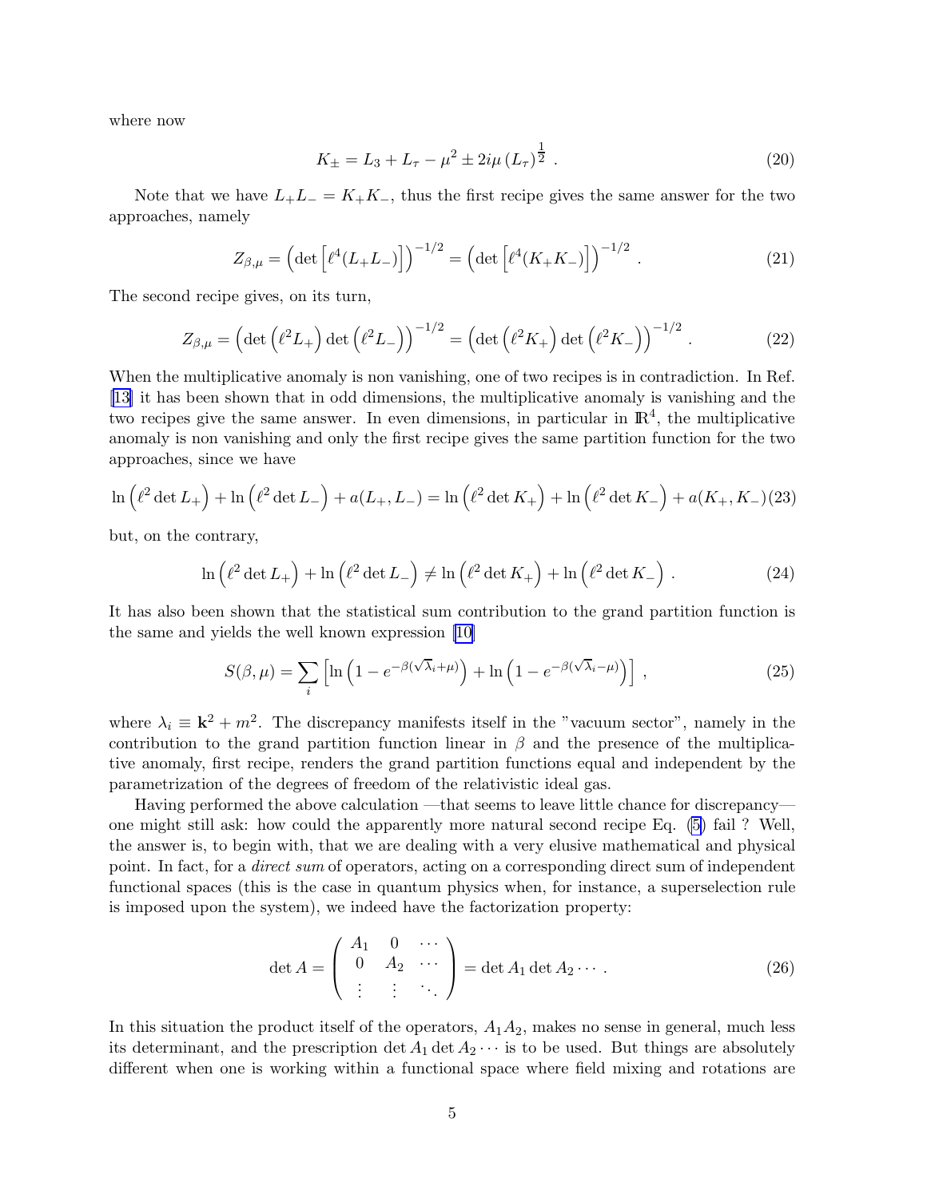where now

$$K_\pm = L_3 + L_\tau - \mu^2 \pm 2i\mu \left(L_\tau\right)^{\frac{1}{2}} \ . \tag{20}$$

Note that we have $L_+L_- = K_+K_-$, thus the first recipe gives the same answer for the two approaches, namely

$$Z_{\beta,\mu} = \left(\det\left[\ell^4(L_+L_-)\right]\right)^{-1/2} = \left(\det\left[\ell^4(K_+K_-)\right]\right)^{-1/2} \ . \tag{21}$$

The second recipe gives, on its turn,

$$Z_{\beta,\mu} = \left(\det\left(\ell^2 L_+\right)\det\left(\ell^2 L_-\right)\right)^{-1/2} = \left(\det\left(\ell^2 K_+\right)\det\left(\ell^2 K_-\right)\right)^{-1/2} \ . \tag{22}$$

When the multiplicative anomaly is non vanishing, one of two recipes is in contradiction. In Ref. [13] it has been shown that in odd dimensions, the multiplicative anomaly is vanishing and the two recipes give the same answer. In even dimensions, in particular in $\mathbb{R}^4$, the multiplicative anomaly is non vanishing and only the first recipe gives the same partition function for the two approaches, since we have

$$\ln\left(\ell^2\det L_+\right) + \ln\left(\ell^2\det L_-\right) + a(L_+,L_-) = \ln\left(\ell^2\det K_+\right) + \ln\left(\ell^2\det K_-\right) + a(K_+,K_-) \tag{23}$$

but, on the contrary,

$$\ln\left(\ell^2\det L_+\right) + \ln\left(\ell^2\det L_-\right) \neq \ln\left(\ell^2\det K_+\right) + \ln\left(\ell^2\det K_-\right) \ . \tag{24}$$

It has also been shown that the statistical sum contribution to the grand partition function is the same and yields the well known expression [10]

$$S(\beta,\mu) = \sum_i \left[\ln\left(1 - e^{-\beta(\sqrt{\lambda}_i+\mu)}\right) + \ln\left(1 - e^{-\beta(\sqrt{\lambda}_i-\mu)}\right)\right] \ , \tag{25}$$

where $\lambda_i \equiv \mathbf{k}^2 + m^2$. The discrepancy manifests itself in the "vacuum sector", namely in the contribution to the grand partition function linear in $\beta$ and the presence of the multiplicative anomaly, first recipe, renders the grand partition functions equal and independent by the parametrization of the degrees of freedom of the relativistic ideal gas.

Having performed the above calculation —that seems to leave little chance for discrepancy— one might still ask: how could the apparently more natural second recipe Eq. (5) fail ? Well, the answer is, to begin with, that we are dealing with a very elusive mathematical and physical point. In fact, for a *direct sum* of operators, acting on a corresponding direct sum of independent functional spaces (this is the case in quantum physics when, for instance, a superselection rule is imposed upon the system), we indeed have the factorization property:

$$\det A = \begin{pmatrix} A_1 & 0 & \cdots \\ 0 & A_2 & \cdots \\ \vdots & \vdots & \ddots \end{pmatrix} = \det A_1 \det A_2 \cdots \ . \tag{26}$$

In this situation the product itself of the operators, $A_1A_2$, makes no sense in general, much less its determinant, and the prescription $\det A_1 \det A_2 \cdots$ is to be used. But things are absolutely different when one is working within a functional space where field mixing and rotations are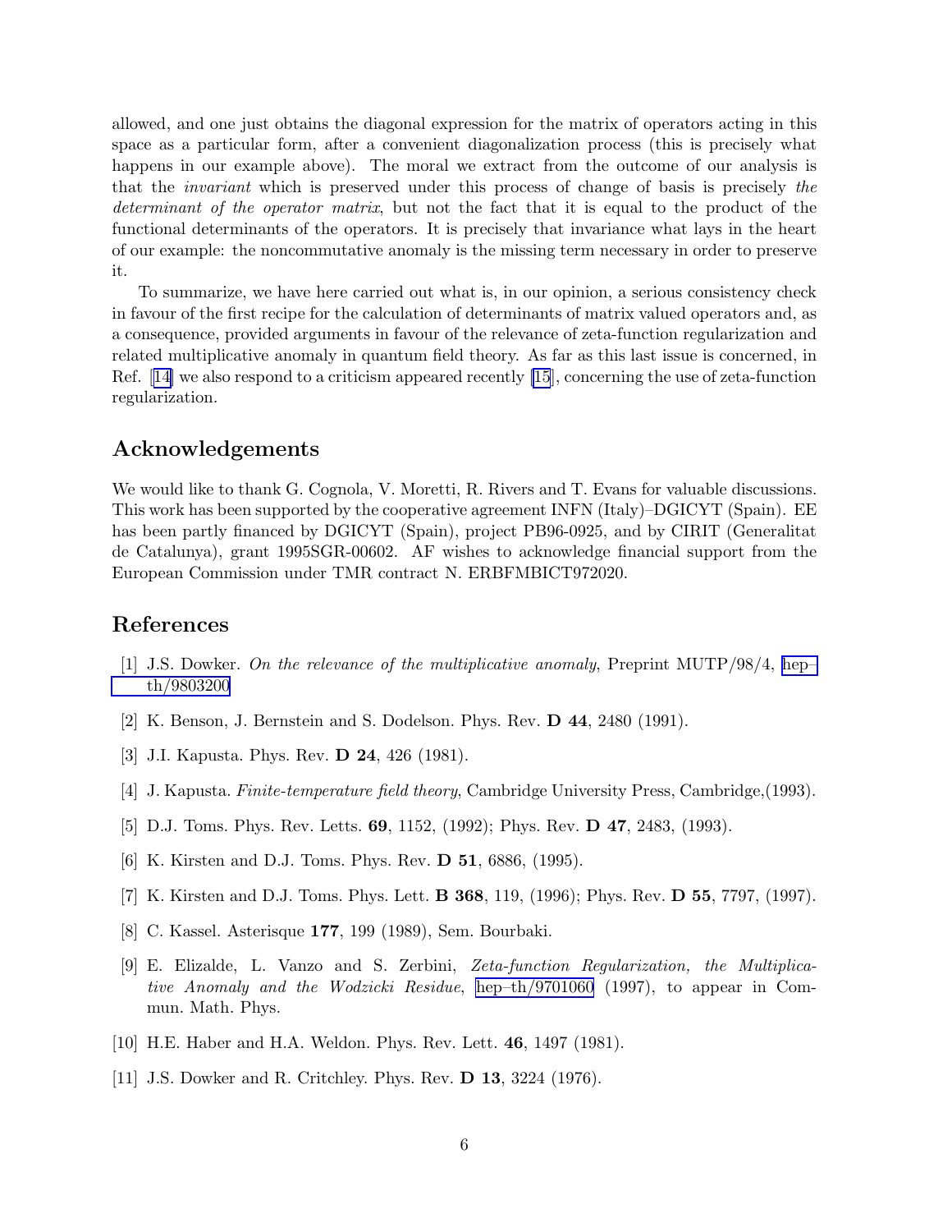allowed, and one just obtains the diagonal expression for the matrix of operators acting in this space as a particular form, after a convenient diagonalization process (this is precisely what happens in our example above). The moral we extract from the outcome of our analysis is that the *invariant* which is preserved under this process of change of basis is precisely *the determinant of the operator matrix*, but not the fact that it is equal to the product of the functional determinants of the operators. It is precisely that invariance what lays in the heart of our example: the noncommutative anomaly is the missing term necessary in order to preserve it.

To summarize, we have here carried out what is, in our opinion, a serious consistency check in favour of the first recipe for the calculation of determinants of matrix valued operators and, as a consequence, provided arguments in favour of the relevance of zeta-function regularization and related multiplicative anomaly in quantum field theory. As far as this last issue is concerned, in Ref. [14] we also respond to a criticism appeared recently [15], concerning the use of zeta-function regularization.

## Acknowledgements

We would like to thank G. Cognola, V. Moretti, R. Rivers and T. Evans for valuable discussions. This work has been supported by the cooperative agreement INFN (Italy)–DGICYT (Spain). EE has been partly financed by DGICYT (Spain), project PB96-0925, and by CIRIT (Generalitat de Catalunya), grant 1995SGR-00602. AF wishes to acknowledge financial support from the European Commission under TMR contract N. ERBFMBICT972020.

## References

[1] J.S. Dowker. *On the relevance of the multiplicative anomaly*, Preprint MUTP/98/4, hep–th/9803200

[2] K. Benson, J. Bernstein and S. Dodelson. Phys. Rev. **D 44**, 2480 (1991).

[3] J.I. Kapusta. Phys. Rev. **D 24**, 426 (1981).

[4] J. Kapusta. *Finite-temperature field theory*, Cambridge University Press, Cambridge,(1993).

[5] D.J. Toms. Phys. Rev. Letts. **69**, 1152, (1992); Phys. Rev. **D 47**, 2483, (1993).

[6] K. Kirsten and D.J. Toms. Phys. Rev. **D 51**, 6886, (1995).

[7] K. Kirsten and D.J. Toms. Phys. Lett. **B 368**, 119, (1996); Phys. Rev. **D 55**, 7797, (1997).

[8] C. Kassel. Asterisque **177**, 199 (1989), Sem. Bourbaki.

[9] E. Elizalde, L. Vanzo and S. Zerbini, *Zeta-function Regularization, the Multiplicative Anomaly and the Wodzicki Residue*, hep–th/9701060 (1997), to appear in Commun. Math. Phys.

[10] H.E. Haber and H.A. Weldon. Phys. Rev. Lett. **46**, 1497 (1981).

[11] J.S. Dowker and R. Critchley. Phys. Rev. **D 13**, 3224 (1976).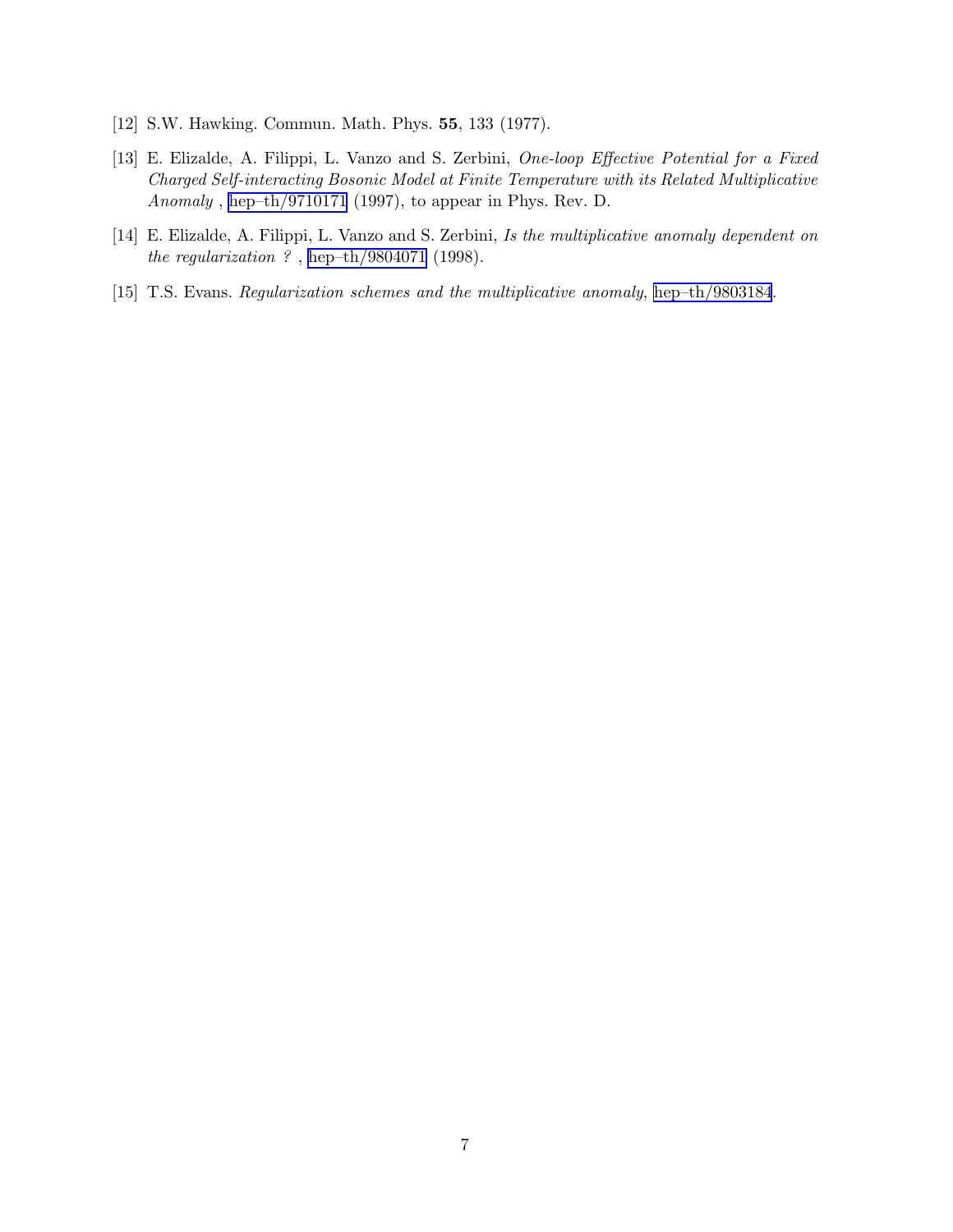[12] S.W. Hawking. Commun. Math. Phys. **55**, 133 (1977).

[13] E. Elizalde, A. Filippi, L. Vanzo and S. Zerbini, *One-loop Effective Potential for a Fixed Charged Self-interacting Bosonic Model at Finite Temperature with its Related Multiplicative Anomaly* , hep–th/9710171 (1997), to appear in Phys. Rev. D.

[14] E. Elizalde, A. Filippi, L. Vanzo and S. Zerbini, *Is the multiplicative anomaly dependent on the regularization ?* , hep–th/9804071 (1998).

[15] T.S. Evans. *Regularization schemes and the multiplicative anomaly*, hep–th/9803184.